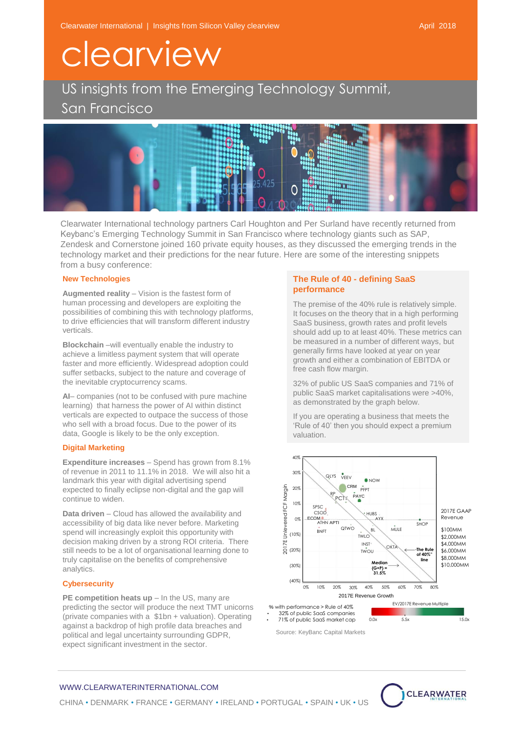Clearwater International | Insights from Silicon Valley clearview

April 2018

# clearview

## US insights from the Emerging Technology Summit, San Francisco

Clearwater International technology partners Carl Houghton and Per Surland have recently returned from Keybanc's Emerging Technology Summit in San Francisco where technology giants such as SAP, Zendesk and Cornerstone joined 160 private equity houses, as they discussed the emerging trends in the technology market and their predictions for the near future. Here are some of the interesting snippets from a busy conference:

### New Technologies

**Augmented reality** – Vision is the fastest form of human processing and developers are exploiting the possibilities of combining this with technology platforms, to drive efficiencies that will transform different industry verticals.

**Blockchain** –will eventually enable the industry to achieve a limitless payment system that will operate faster and more efficiently. Widespread adoption could suffer setbacks, subject to the nature and coverage of the inevitable cryptocurrency scams.

**AI**– companies (not to be confused with pure machine learning) that harness the power of AI within distinct verticals are expected to outpace the success of those who sell with a broad focus. Due to the power of its data, Google is likely to be the only exception.

### Digital Marketing

**Expenditure increases** – Spend has grown from 8.1% of revenue in 2011 to 11.1% in 2018. We will also hit a landmark this year with digital advertising spend expected to finally eclipse non-digital and the gap will continue to widen.

**Data driven** – Cloud has allowed the availability and accessibility of big data like never before. Marketing spend will increasingly exploit this opportunity with decision making driven by a strong ROI criteria. There still needs to be a lot of organisational learning done to truly capitalise on the benefits of comprehensive analytics.

### Cybersecurity

**PE competition heats up** – In the US, many are predicting the sector will produce the next TMT unicorns (private companies with a $1bn + valuation). Operating against a backdrop of high profile data breaches and political and legal uncertainty surrounding GDPR, expect significant investment in the sector.

### The Rule of 40 - defining SaaS performance

The premise of the 40% rule is relatively simple. It focuses on the theory that in a high performing SaaS business, growth rates and profit levels should add up to at least 40%. These metrics can be measured in a number of different ways, but generally firms have looked at year on year growth and either a combination of EBITDA or free cash flow margin.

32% of public US SaaS companies and 71% of public SaaS market capitalisations were >40%, as demonstrated by the graph below.

If you are operating a business that meets the 'Rule of 40' then you should expect a premium valuation.

Source: KeyBanc Capital Markets

WWW.CLEARWATERINTERNATIONAL.COM

CHINA • DENMARK • FRANCE • GERMANY • IRELAND • PORTUGAL • SPAIN • UK • US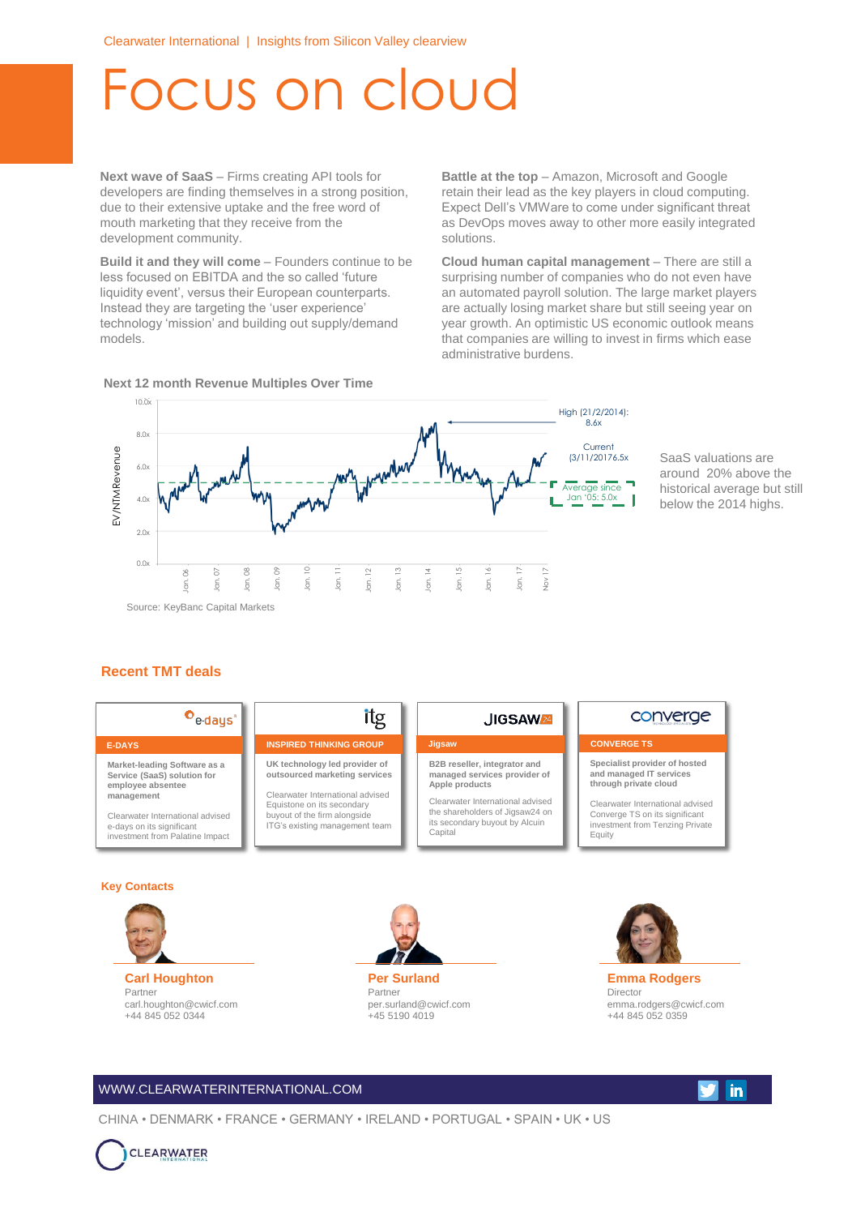Clearwater International | Insights from Silicon Valley clearview

# Focus on cloud

**Next wave of SaaS** – Firms creating API tools for developers are finding themselves in a strong position, due to their extensive uptake and the free word of mouth marketing that they receive from the development community.

**Build it and they will come** – Founders continue to be less focused on EBITDA and the so called 'future liquidity event', versus their European counterparts. Instead they are targeting the 'user experience' technology 'mission' and building out supply/demand models.

**Battle at the top** – Amazon, Microsoft and Google retain their lead as the key players in cloud computing. Expect Dell's VMWare to come under significant threat as DevOps moves away to other more easily integrated solutions.

**Cloud human capital management** – There are still a surprising number of companies who do not even have an automated payroll solution. The large market players are actually losing market share but still seeing year on year growth. An optimistic US economic outlook means that companies are willing to invest in firms which ease administrative burdens.

### Next 12 month Revenue Multiples Over Time

EV/NTMRevenue

10.0x
8.0x
6.0x
4.0x
2.0x
0.0x

Jan. 06, Jan. 07, Jan. 08, Jan. 09, Jan. 10, Jan. 11, Jan. 12, Jan. 13, Jan. 14, Jan. 15, Jan. 16, Jan. 17, Nov 17

High (21/2/2014): 8.6x

Current (3/11/2017): 6.5x

Average since Jan '05: 5.0x

SaaS valuations are around 20% above the historical average but still below the 2014 highs.

Source: KeyBanc Capital Markets

## Recent TMT deals

**E-DAYS**

**Market-leading Software as a Service (SaaS) solution for employee absentee management**

Clearwater International advised e-days on its significant investment from Palatine Impact

**INSPIRED THINKING GROUP**

**UK technology led provider of outsourced marketing services**

Clearwater International advised Equistone on its secondary buyout of the firm alongside ITG's existing management team

**Jigsaw**

**B2B reseller, integrator and managed services provider of Apple products**

Clearwater International advised the shareholders of Jigsaw24 on its secondary buyout by Alcuin Capital

**CONVERGE TS**

**Specialist provider of hosted and managed IT services through private cloud**

Clearwater International advised Converge TS on its significant investment from Tenzing Private Equity

## Key Contacts

**Carl Houghton**
Partner
carl.houghton@cwicf.com
+44 845 052 0344

**Per Surland**
Partner
per.surland@cwicf.com
+45 5190 4019

**Emma Rodgers**
Director
emma.rodgers@cwicf.com
+44 845 052 0359

WWW.CLEARWATERINTERNATIONAL.COM

CHINA • DENMARK • FRANCE • GERMANY • IRELAND • PORTUGAL • SPAIN • UK • US